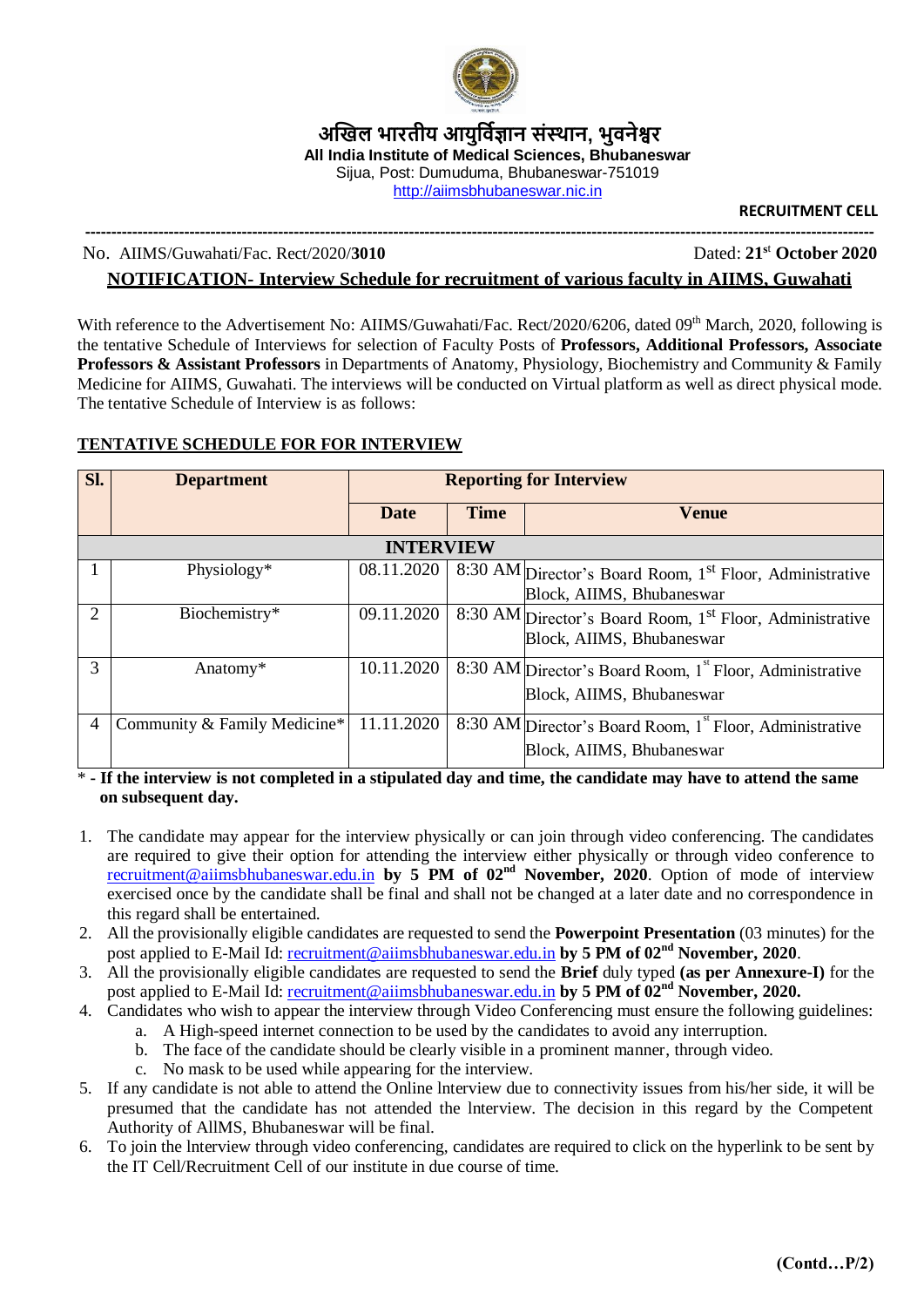# अखिल भारतीय आयुर्विज्ञान संस्थान, भुवनेश्वर

**All India Institute of Medical Sciences, Bhubaneswar**

Sijua, Post: Dumuduma, Bhubaneswar-751019

http://aiimsbhubaneswar.nic.in

**RECRUITMENT CELL**

---

No. AIIMS/Guwahati/Fac. Rect/2020/**3010** Dated: **21st October 2020**

**NOTIFICATION- Interview Schedule for recruitment of various faculty in AIIMS, Guwahati**

With reference to the Advertisement No: AIIMS/Guwahati/Fac. Rect/2020/6206, dated 09th March, 2020, following is the tentative Schedule of Interviews for selection of Faculty Posts of **Professors, Additional Professors, Associate Professors & Assistant Professors** in Departments of Anatomy, Physiology, Biochemistry and Community & Family Medicine for AIIMS, Guwahati. The interviews will be conducted on Virtual platform as well as direct physical mode. The tentative Schedule of Interview is as follows:

**TENTATIVE SCHEDULE FOR FOR INTERVIEW**

| Sl. | Department | Reporting for Interview | | |
|---|---|---|---|---|
| | | **Date** | **Time** | **Venue** |
| | | **INTERVIEW** | | |
| 1 | Physiology* | 08.11.2020 | 8:30 AM | Director's Board Room, 1st Floor, Administrative Block, AIIMS, Bhubaneswar |
| 2 | Biochemistry* | 09.11.2020 | 8:30 AM | Director's Board Room, 1st Floor, Administrative Block, AIIMS, Bhubaneswar |
| 3 | Anatomy* | 10.11.2020 | 8:30 AM | Director's Board Room, 1st Floor, Administrative Block, AIIMS, Bhubaneswar |
| 4 | Community & Family Medicine* | 11.11.2020 | 8:30 AM | Director's Board Room, 1st Floor, Administrative Block, AIIMS, Bhubaneswar |

\* **- If the interview is not completed in a stipulated day and time, the candidate may have to attend the same on subsequent day.**

1. The candidate may appear for the interview physically or can join through video conferencing. The candidates are required to give their option for attending the interview either physically or through video conference to recruitment@aiimsbhubaneswar.edu.in **by 5 PM of 02nd November, 2020**. Option of mode of interview exercised once by the candidate shall be final and shall not be changed at a later date and no correspondence in this regard shall be entertained.
2. All the provisionally eligible candidates are requested to send the **Powerpoint Presentation** (03 minutes) for the post applied to E-Mail Id: recruitment@aiimsbhubaneswar.edu.in **by 5 PM of 02nd November, 2020**.
3. All the provisionally eligible candidates are requested to send the **Brief** duly typed **(as per Annexure-I)** for the post applied to E-Mail Id: recruitment@aiimsbhubaneswar.edu.in **by 5 PM of 02nd November, 2020.**
4. Candidates who wish to appear the interview through Video Conferencing must ensure the following guidelines:
   a. A High-speed internet connection to be used by the candidates to avoid any interruption.
   b. The face of the candidate should be clearly visible in a prominent manner, through video.
   c. No mask to be used while appearing for the interview.
5. If any candidate is not able to attend the Online lnterview due to connectivity issues from his/her side, it will be presumed that the candidate has not attended the lnterview. The decision in this regard by the Competent Authority of AlIMS, Bhubaneswar will be final.
6. To join the lnterview through video conferencing, candidates are required to click on the hyperlink to be sent by the IT Cell/Recruitment Cell of our institute in due course of time.

**(Contd…P/2)**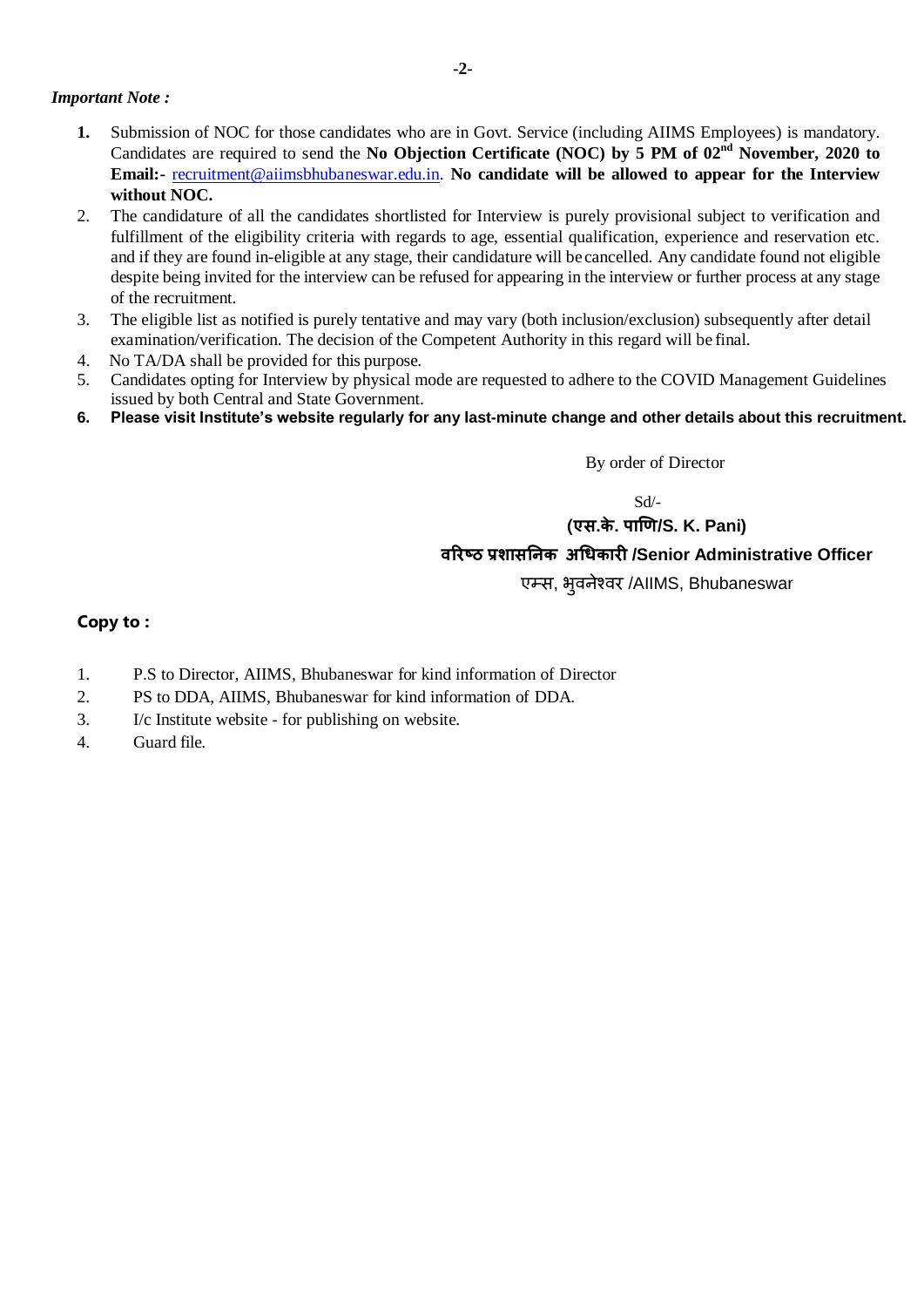*Important Note :*

1. Submission of NOC for those candidates who are in Govt. Service (including AIIMS Employees) is mandatory. Candidates are required to send the **No Objection Certificate (NOC) by 5 PM of 02nd November, 2020 to Email:-** recruitment@aiimsbhubaneswar.edu.in. **No candidate will be allowed to appear for the Interview without NOC.**
2. The candidature of all the candidates shortlisted for Interview is purely provisional subject to verification and fulfillment of the eligibility criteria with regards to age, essential qualification, experience and reservation etc. and if they are found in-eligible at any stage, their candidature will be cancelled. Any candidate found not eligible despite being invited for the interview can be refused for appearing in the interview or further process at any stage of the recruitment.
3. The eligible list as notified is purely tentative and may vary (both inclusion/exclusion) subsequently after detail examination/verification. The decision of the Competent Authority in this regard will be final.
4. No TA/DA shall be provided for this purpose.
5. Candidates opting for Interview by physical mode are requested to adhere to the COVID Management Guidelines issued by both Central and State Government.
6. **Please visit Institute's website regularly for any last-minute change and other details about this recruitment.**

By order of Director

Sd/-

**(एस.के. पाणि/S. K. Pani)**

**वरिष्ठ प्रशासनिक अधिकारी /Senior Administrative Officer**

एम्स, भुवनेश्वर /AIIMS, Bhubaneswar

**Copy to :**

1. P.S to Director, AIIMS, Bhubaneswar for kind information of Director
2. PS to DDA, AIIMS, Bhubaneswar for kind information of DDA.
3. I/c Institute website - for publishing on website.
4. Guard file.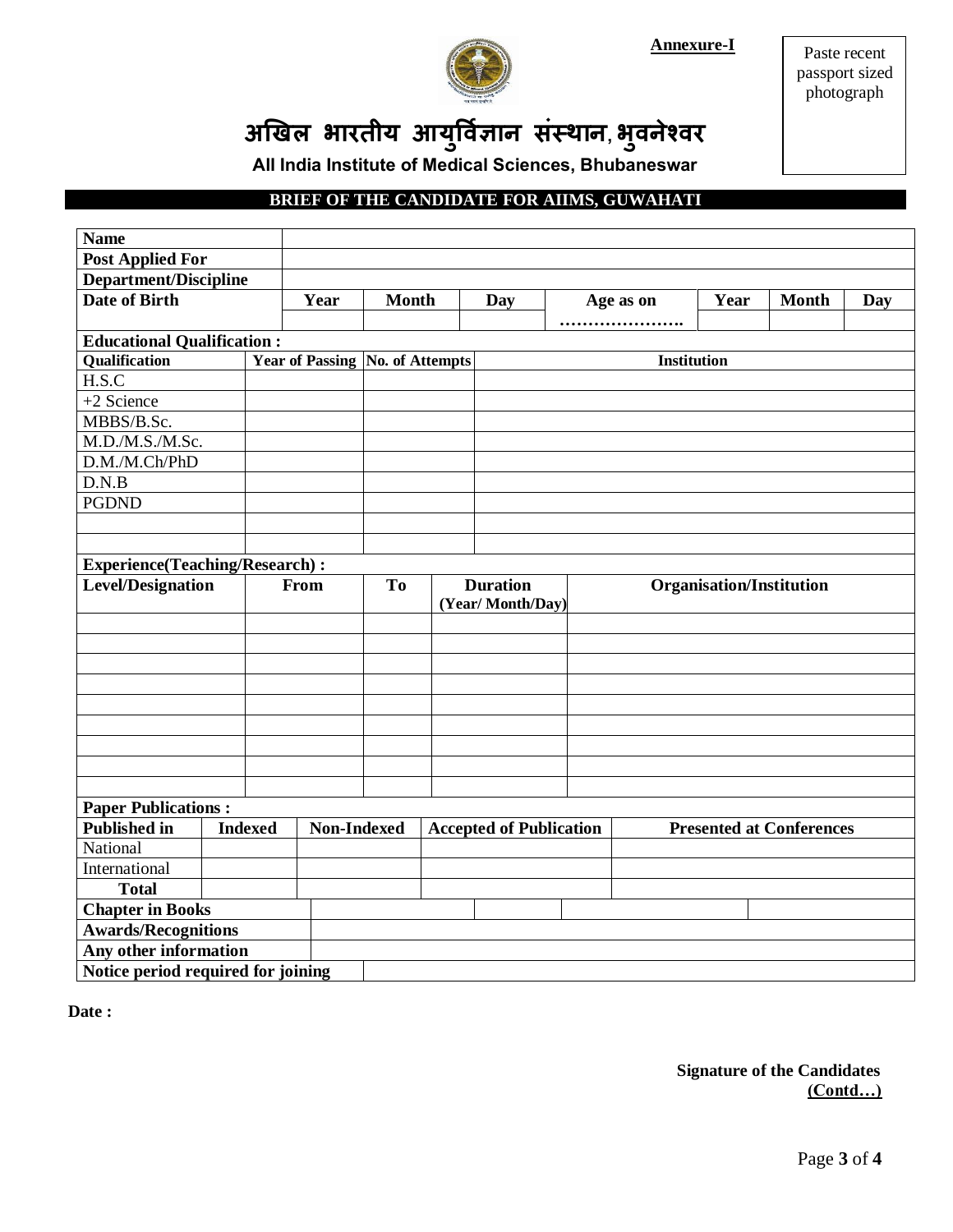**Annexure-I**

Paste recent passport sized photograph

# अखिल भारतीय आयुर्विज्ञान संस्थान, भुवनेश्वर

**All India Institute of Medical Sciences, Bhubaneswar**

**BRIEF OF THE CANDIDATE FOR AIIMS, GUWAHATI**

| **Name** | | | | | | | |
|---|---|---|---|---|---|---|---|
| **Post Applied For** | | | | | | | |
| **Department/Discipline** | | | | | | | |
| **Date of Birth** | **Year** | **Month** | **Day** | **Age as on ………………….** | **Year** | **Month** | **Day** |
| | | | | | | | |

**Educational Qualification :**

| **Qualification** | **Year of Passing** | **No. of Attempts** | **Institution** |
|---|---|---|---|
| H.S.C | | | |
| +2 Science | | | |
| MBBS/B.Sc. | | | |
| M.D./M.S./M.Sc. | | | |
| D.M./M.Ch/PhD | | | |
| D.N.B | | | |
| PGDND | | | |
| | | | |
| | | | |

**Experience(Teaching/Research) :**

| **Level/Designation** | **From** | **To** | **Duration (Year/ Month/Day)** | **Organisation/Institution** |
|---|---|---|---|---|
| | | | | |
| | | | | |
| | | | | |
| | | | | |
| | | | | |
| | | | | |
| | | | | |
| | | | | |
| | | | | |

**Paper Publications :**

| **Published in** | **Indexed** | **Non-Indexed** | **Accepted of Publication** | **Presented at Conferences** |
|---|---|---|---|---|
| National | | | | |
| International | | | | |
| **Total** | | | | |

| | | | | |
|---|---|---|---|---|
| **Chapter in Books** | | | | |
| **Awards/Recognitions** | | | | |
| **Any other information** | | | | |
| **Notice period required for joining** | | | | |

**Date :**

**Signature of the Candidates**

**(Contd…)**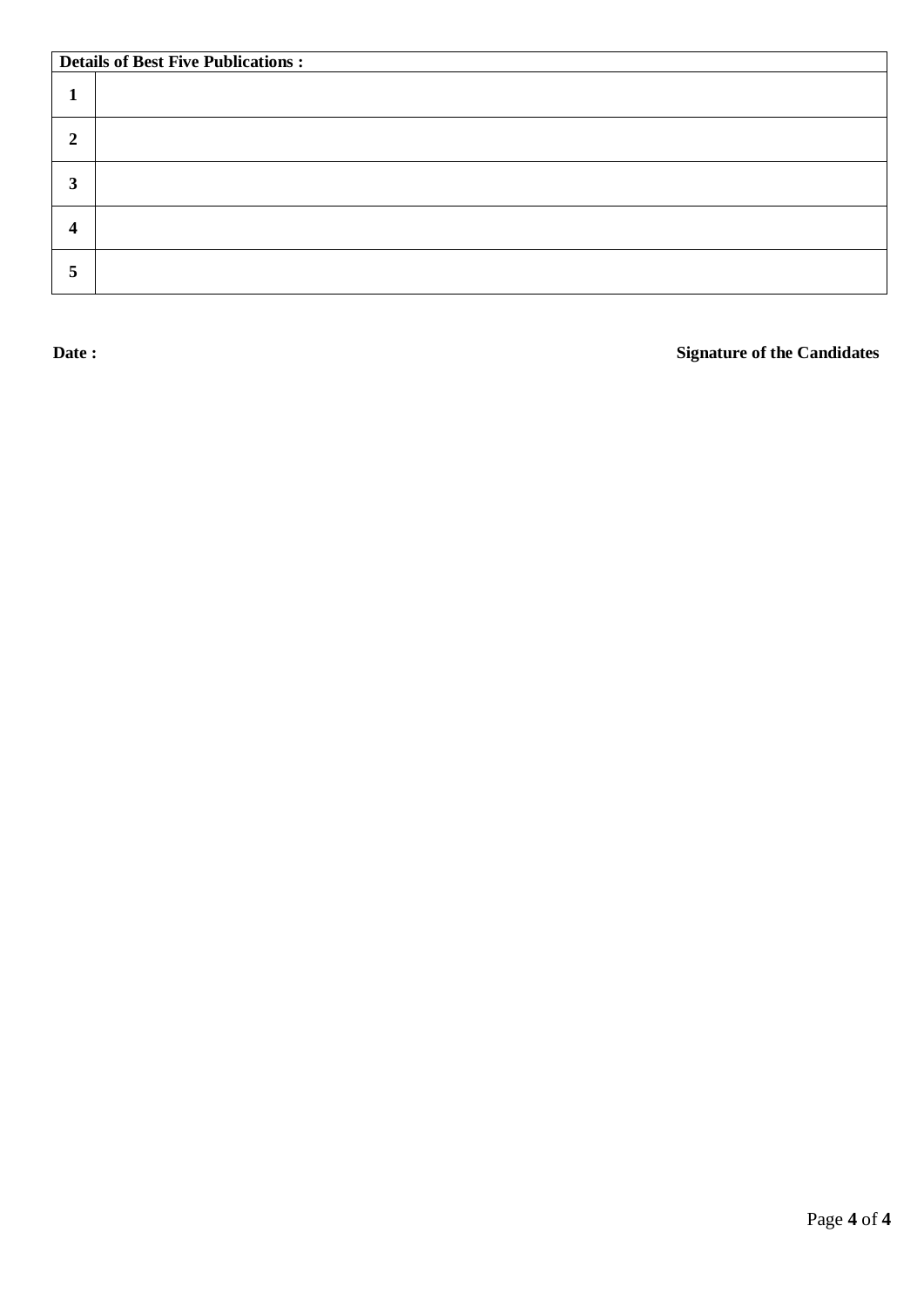| **Details of Best Five Publications :** | |
|---|---|
| **1** | |
| **2** | |
| **3** | |
| **4** | |
| **5** | |

**Date :** **Signature of the Candidates**